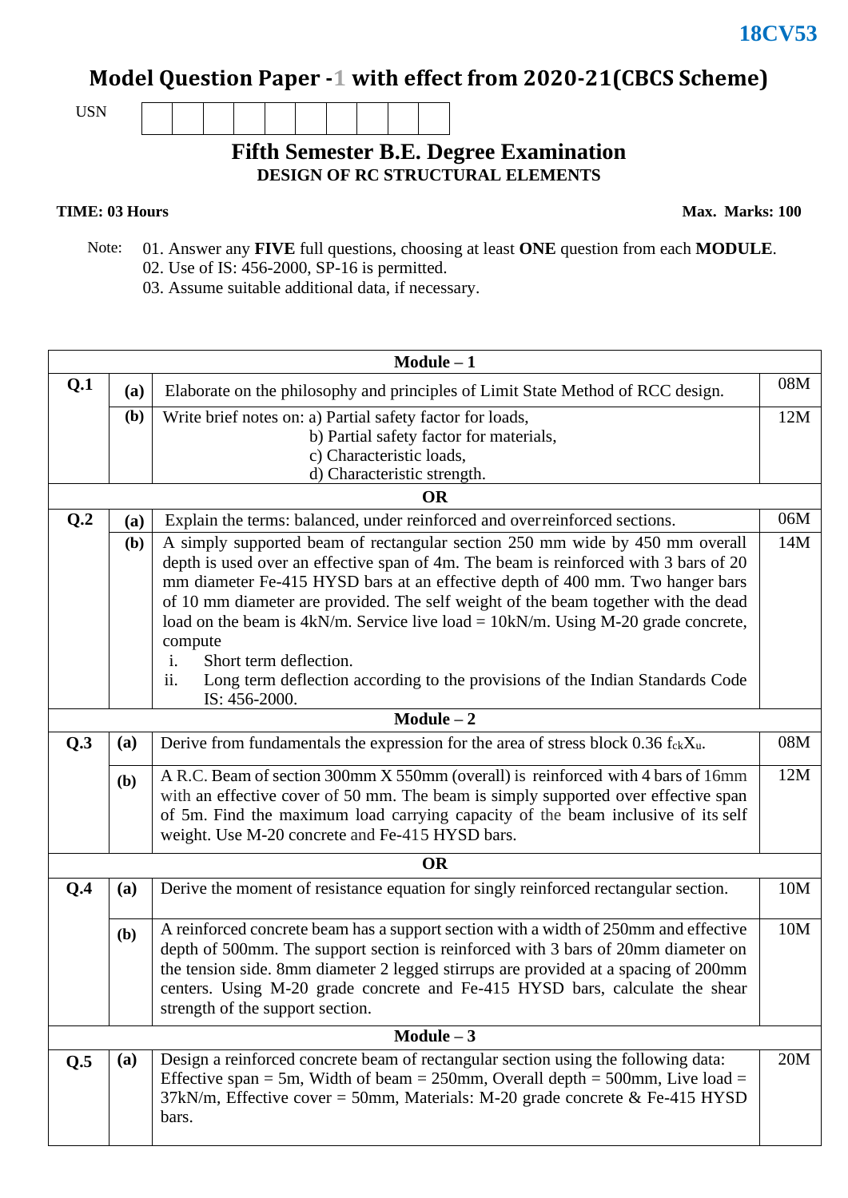18CV53

# Model Question Paper - 1 with effect from 2020-21(CBCS Scheme)

USN | | | | | | | | | | |

## Fifth Semester B.E. Degree Examination

### DESIGN OF RC STRUCTURAL ELEMENTS

**TIME: 03 Hours** **Max. Marks: 100**

Note: 01. Answer any **FIVE** full questions, choosing at least **ONE** question from each **MODULE**.
02. Use of IS: 456-2000, SP-16 is permitted.
03. Assume suitable additional data, if necessary.

| | | **Module – 1** | |
|---|---|---|---|
| **Q.1** | **(a)** | Elaborate on the philosophy and principles of Limit State Method of RCC design. | 08M |
| | **(b)** | Write brief notes on: a) Partial safety factor for loads, b) Partial safety factor for materials, c) Characteristic loads, d) Characteristic strength. | 12M |
| | | **OR** | |
| **Q.2** | **(a)** | Explain the terms: balanced, under reinforced and overreinforced sections. | 06M |
| | **(b)** | A simply supported beam of rectangular section 250 mm wide by 450 mm overall depth is used over an effective span of 4m. The beam is reinforced with 3 bars of 20 mm diameter Fe-415 HYSD bars at an effective depth of 400 mm. Two hanger bars of 10 mm diameter are provided. The self weight of the beam together with the dead load on the beam is 4kN/m. Service live load = 10kN/m. Using M-20 grade concrete, compute<br>i. Short term deflection.<br>ii. Long term deflection according to the provisions of the Indian Standards Code IS: 456-2000. | 14M |
| | | **Module – 2** | |
| **Q.3** | **(a)** | Derive from fundamentals the expression for the area of stress block $0.36\ f_{ck}X_u$. | 08M |
| | **(b)** | A R.C. Beam of section 300mm X 550mm (overall) is reinforced with 4 bars of 16mm with an effective cover of 50 mm. The beam is simply supported over effective span of 5m. Find the maximum load carrying capacity of the beam inclusive of its self weight. Use M-20 concrete and Fe-415 HYSD bars. | 12M |
| | | **OR** | |
| **Q.4** | **(a)** | Derive the moment of resistance equation for singly reinforced rectangular section. | 10M |
| | **(b)** | A reinforced concrete beam has a support section with a width of 250mm and effective depth of 500mm. The support section is reinforced with 3 bars of 20mm diameter on the tension side. 8mm diameter 2 legged stirrups are provided at a spacing of 200mm centers. Using M-20 grade concrete and Fe-415 HYSD bars, calculate the shear strength of the support section. | 10M |
| | | **Module – 3** | |
| **Q.5** | **(a)** | Design a reinforced concrete beam of rectangular section using the following data: Effective span = 5m, Width of beam = 250mm, Overall depth = 500mm, Live load = 37kN/m, Effective cover = 50mm, Materials: M-20 grade concrete & Fe-415 HYSD bars. | 20M |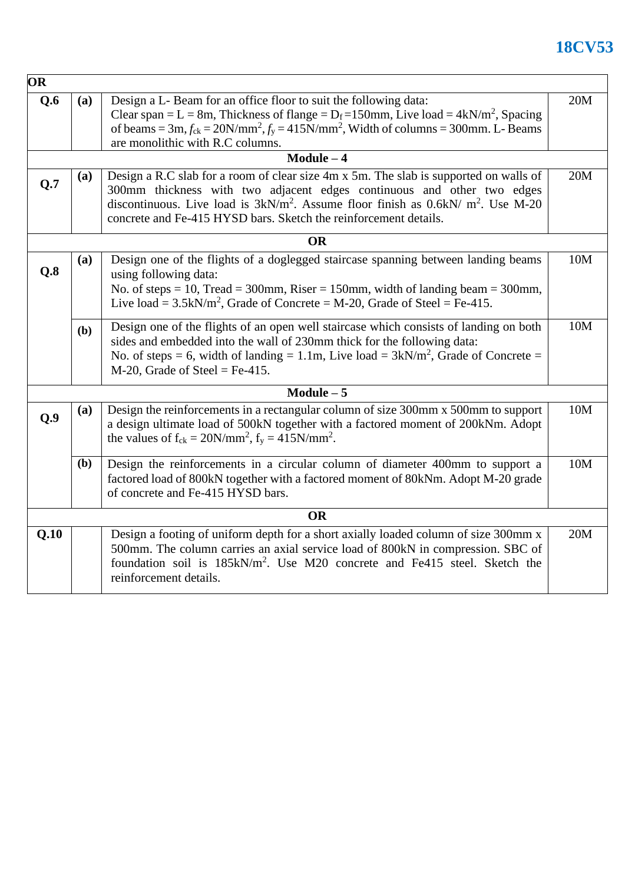| | | | |
|---|---|---|---|
| **OR** | | | |
| **Q.6** | **(a)** | Design a L- Beam for an office floor to suit the following data: Clear span = L = 8m, Thickness of flange = $D_f$ =150mm, Live load = 4kN/$m^2$, Spacing of beams = 3m, $f_{ck}$ = 20N/$mm^2$, $f_y$ = 415N/$mm^2$, Width of columns = 300mm. L- Beams are monolithic with R.C columns. | 20M |
| **Module – 4** | | | |
| **Q.7** | **(a)** | Design a R.C slab for a room of clear size 4m x 5m. The slab is supported on walls of 300mm thickness with two adjacent edges continuous and other two edges discontinuous. Live load is 3kN/$m^2$. Assume floor finish as 0.6kN/ $m^2$. Use M-20 concrete and Fe-415 HYSD bars. Sketch the reinforcement details. | 20M |
| **OR** | | | |
| **Q.8** | **(a)** | Design one of the flights of a doglegged staircase spanning between landing beams using following data: No. of steps = 10, Tread = 300mm, Riser = 150mm, width of landing beam = 300mm, Live load = 3.5kN/$m^2$, Grade of Concrete = M-20, Grade of Steel = Fe-415. | 10M |
| | **(b)** | Design one of the flights of an open well staircase which consists of landing on both sides and embedded into the wall of 230mm thick for the following data: No. of steps = 6, width of landing = 1.1m, Live load = 3kN/$m^2$, Grade of Concrete = M-20, Grade of Steel = Fe-415. | 10M |
| **Module – 5** | | | |
| **Q.9** | **(a)** | Design the reinforcements in a rectangular column of size 300mm x 500mm to support a design ultimate load of 500kN together with a factored moment of 200kNm. Adopt the values of $f_{ck}$ = 20N/$mm^2$, $f_y$ = 415N/$mm^2$. | 10M |
| | **(b)** | Design the reinforcements in a circular column of diameter 400mm to support a factored load of 800kN together with a factored moment of 80kNm. Adopt M-20 grade of concrete and Fe-415 HYSD bars. | 10M |
| **OR** | | | |
| **Q.10** | | Design a footing of uniform depth for a short axially loaded column of size 300mm x 500mm. The column carries an axial service load of 800kN in compression. SBC of foundation soil is 185kN/$m^2$. Use M20 concrete and Fe415 steel. Sketch the reinforcement details. | 20M |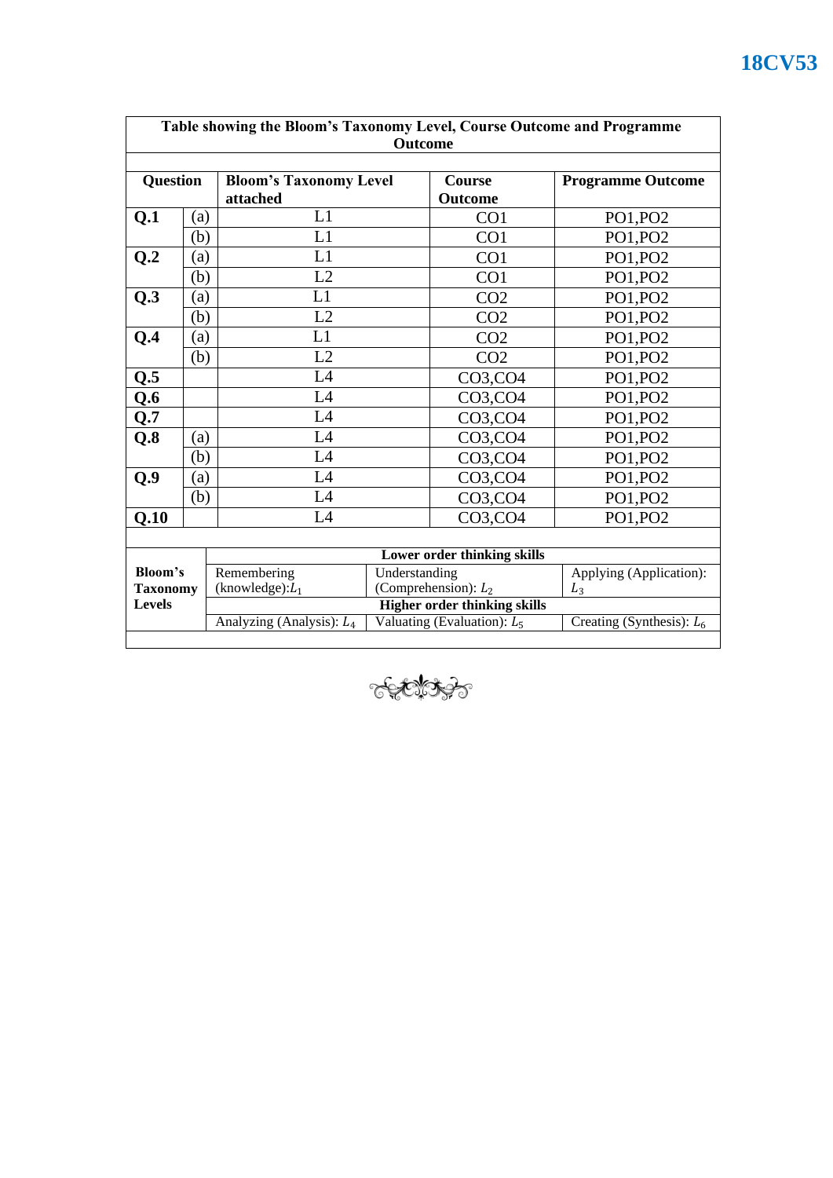**Table showing the Bloom's Taxonomy Level, Course Outcome and Programme Outcome**

| Question | | Bloom's Taxonomy Level attached | Course Outcome | Programme Outcome |
|---|---|---|---|---|
| **Q.1** | (a) | L1 | CO1 | PO1,PO2 |
| | (b) | L1 | CO1 | PO1,PO2 |
| **Q.2** | (a) | L1 | CO1 | PO1,PO2 |
| | (b) | L2 | CO1 | PO1,PO2 |
| **Q.3** | (a) | L1 | CO2 | PO1,PO2 |
| | (b) | L2 | CO2 | PO1,PO2 |
| **Q.4** | (a) | L1 | CO2 | PO1,PO2 |
| | (b) | L2 | CO2 | PO1,PO2 |
| **Q.5** | | L4 | CO3,CO4 | PO1,PO2 |
| **Q.6** | | L4 | CO3,CO4 | PO1,PO2 |
| **Q.7** | | L4 | CO3,CO4 | PO1,PO2 |
| **Q.8** | (a) | L4 | CO3,CO4 | PO1,PO2 |
| | (b) | L4 | CO3,CO4 | PO1,PO2 |
| **Q.9** | (a) | L4 | CO3,CO4 | PO1,PO2 |
| | (b) | L4 | CO3,CO4 | PO1,PO2 |
| **Q.10** | | L4 | CO3,CO4 | PO1,PO2 |

| | | | |
|---|---|---|---|
| **Bloom's Taxonomy Levels** | **Lower order thinking skills** | | |
| | Remembering (knowledge): $L_1$ | Understanding (Comprehension): $L_2$ | Applying (Application): $L_3$ |
| | **Higher order thinking skills** | | |
| | Analyzing (Analysis): $L_4$ | Valuating (Evaluation): $L_5$ | Creating (Synthesis): $L_6$ |